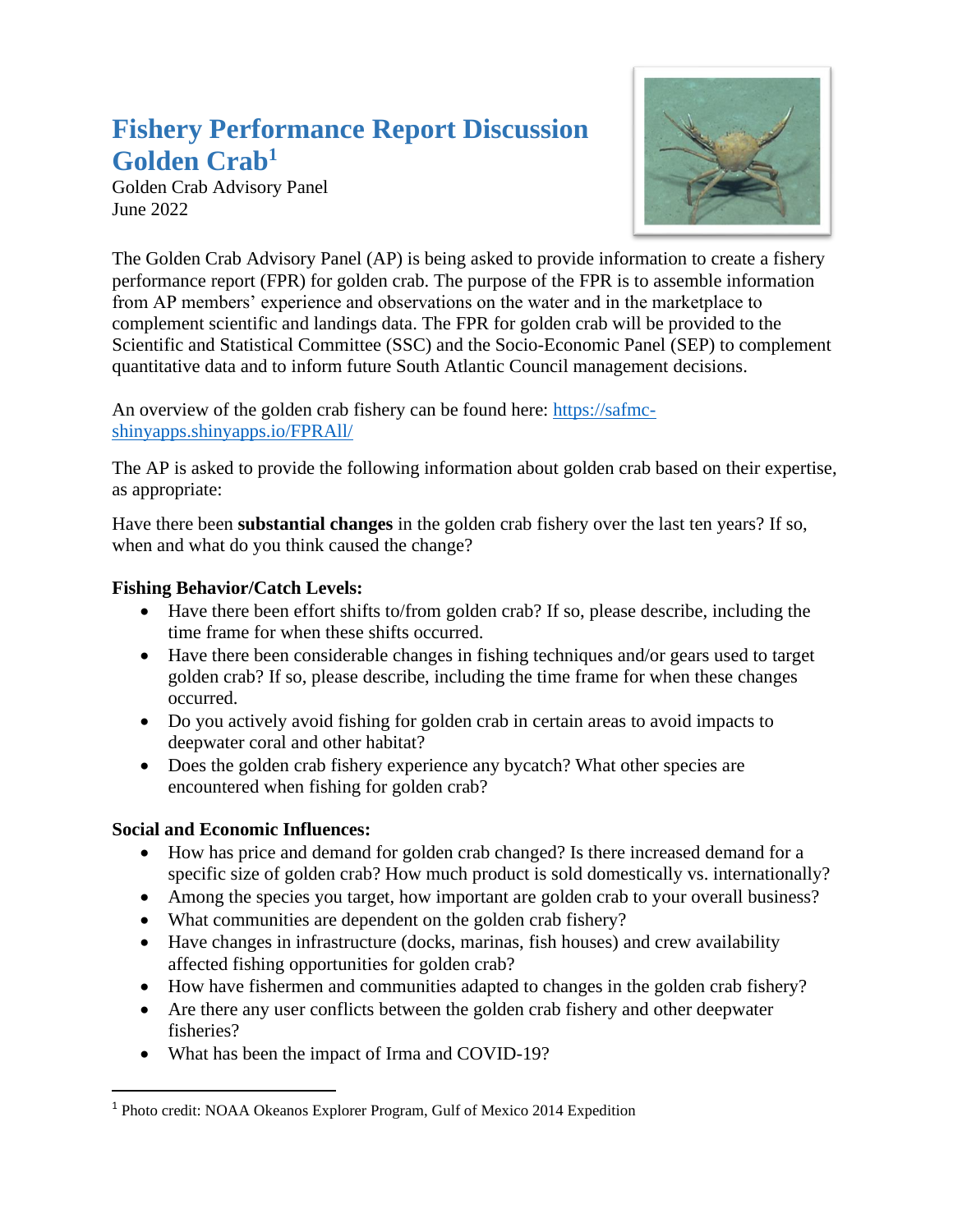# Fishery Performance Report Discussion Golden Crab[1]

Golden Crab Advisory Panel
June 2022

The Golden Crab Advisory Panel (AP) is being asked to provide information to create a fishery performance report (FPR) for golden crab. The purpose of the FPR is to assemble information from AP members' experience and observations on the water and in the marketplace to complement scientific and landings data. The FPR for golden crab will be provided to the Scientific and Statistical Committee (SSC) and the Socio-Economic Panel (SEP) to complement quantitative data and to inform future South Atlantic Council management decisions.

An overview of the golden crab fishery can be found here: https://safmc-shinyapps.shinyapps.io/FPRAll/

The AP is asked to provide the following information about golden crab based on their expertise, as appropriate:

Have there been **substantial changes** in the golden crab fishery over the last ten years? If so, when and what do you think caused the change?

**Fishing Behavior/Catch Levels:**

- Have there been effort shifts to/from golden crab? If so, please describe, including the time frame for when these shifts occurred.
- Have there been considerable changes in fishing techniques and/or gears used to target golden crab? If so, please describe, including the time frame for when these changes occurred.
- Do you actively avoid fishing for golden crab in certain areas to avoid impacts to deepwater coral and other habitat?
- Does the golden crab fishery experience any bycatch? What other species are encountered when fishing for golden crab?

**Social and Economic Influences:**

- How has price and demand for golden crab changed? Is there increased demand for a specific size of golden crab? How much product is sold domestically vs. internationally?
- Among the species you target, how important are golden crab to your overall business?
- What communities are dependent on the golden crab fishery?
- Have changes in infrastructure (docks, marinas, fish houses) and crew availability affected fishing opportunities for golden crab?
- How have fishermen and communities adapted to changes in the golden crab fishery?
- Are there any user conflicts between the golden crab fishery and other deepwater fisheries?
- What has been the impact of Irma and COVID-19?

---

[1] Photo credit: NOAA Okeanos Explorer Program, Gulf of Mexico 2014 Expedition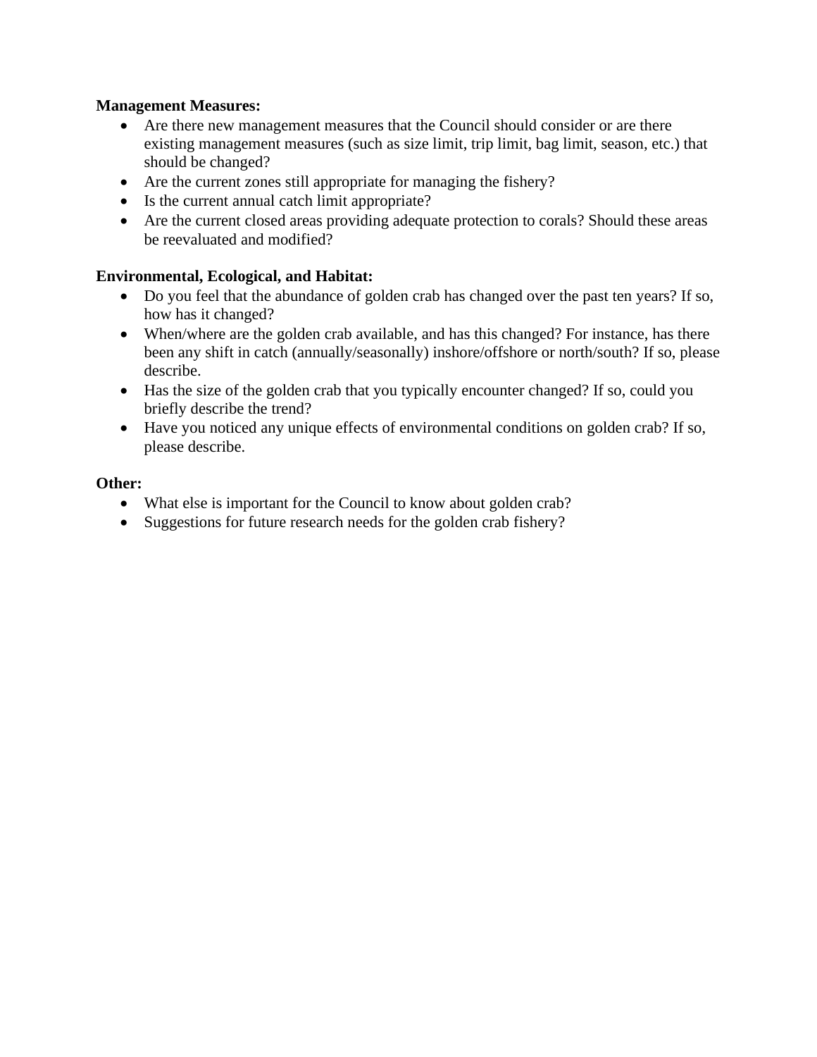**Management Measures:**

- Are there new management measures that the Council should consider or are there existing management measures (such as size limit, trip limit, bag limit, season, etc.) that should be changed?
- Are the current zones still appropriate for managing the fishery?
- Is the current annual catch limit appropriate?
- Are the current closed areas providing adequate protection to corals? Should these areas be reevaluated and modified?

**Environmental, Ecological, and Habitat:**

- Do you feel that the abundance of golden crab has changed over the past ten years? If so, how has it changed?
- When/where are the golden crab available, and has this changed? For instance, has there been any shift in catch (annually/seasonally) inshore/offshore or north/south? If so, please describe.
- Has the size of the golden crab that you typically encounter changed? If so, could you briefly describe the trend?
- Have you noticed any unique effects of environmental conditions on golden crab? If so, please describe.

**Other:**

- What else is important for the Council to know about golden crab?
- Suggestions for future research needs for the golden crab fishery?